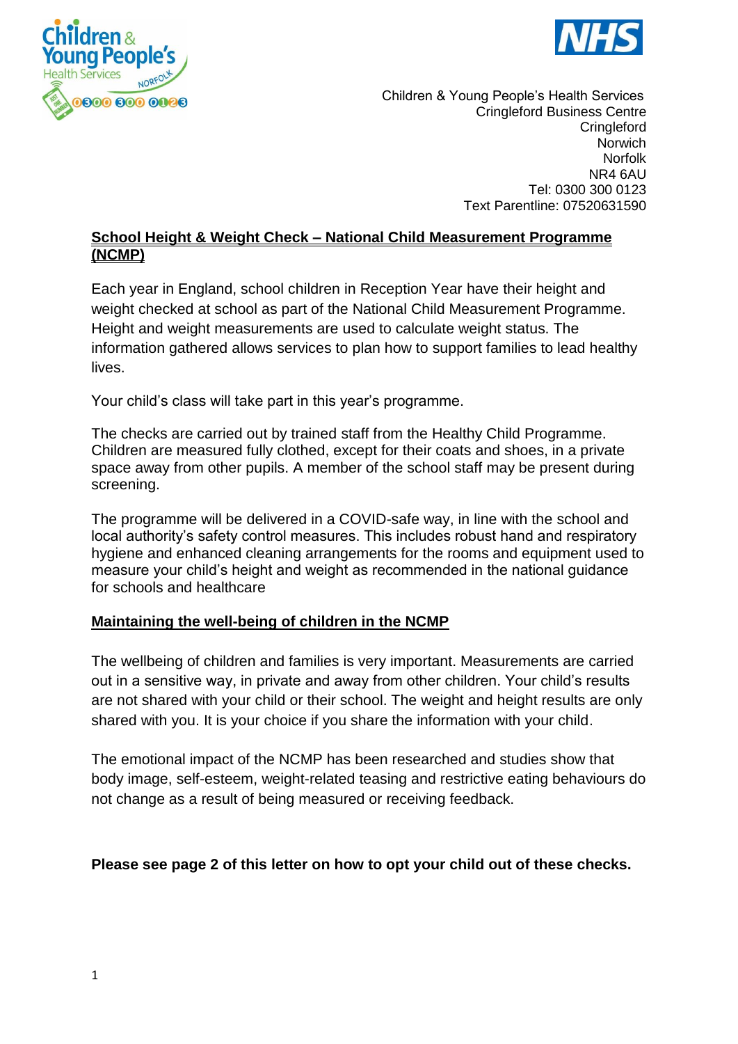Children & Young People's Health Services
Cringleford Business Centre
Cringleford
Norwich
Norfolk
NR4 6AU
Tel: 0300 300 0123
Text Parentline: 07520631590

## School Height & Weight Check – National Child Measurement Programme (NCMP)

Each year in England, school children in Reception Year have their height and weight checked at school as part of the National Child Measurement Programme. Height and weight measurements are used to calculate weight status. The information gathered allows services to plan how to support families to lead healthy lives.

Your child's class will take part in this year's programme.

The checks are carried out by trained staff from the Healthy Child Programme. Children are measured fully clothed, except for their coats and shoes, in a private space away from other pupils. A member of the school staff may be present during screening.

The programme will be delivered in a COVID-safe way, in line with the school and local authority's safety control measures. This includes robust hand and respiratory hygiene and enhanced cleaning arrangements for the rooms and equipment used to measure your child's height and weight as recommended in the national guidance for schools and healthcare

## Maintaining the well-being of children in the NCMP

The wellbeing of children and families is very important. Measurements are carried out in a sensitive way, in private and away from other children. Your child's results are not shared with your child or their school. The weight and height results are only shared with you. It is your choice if you share the information with your child.

The emotional impact of the NCMP has been researched and studies show that body image, self-esteem, weight-related teasing and restrictive eating behaviours do not change as a result of being measured or receiving feedback.

**Please see page 2 of this letter on how to opt your child out of these checks.**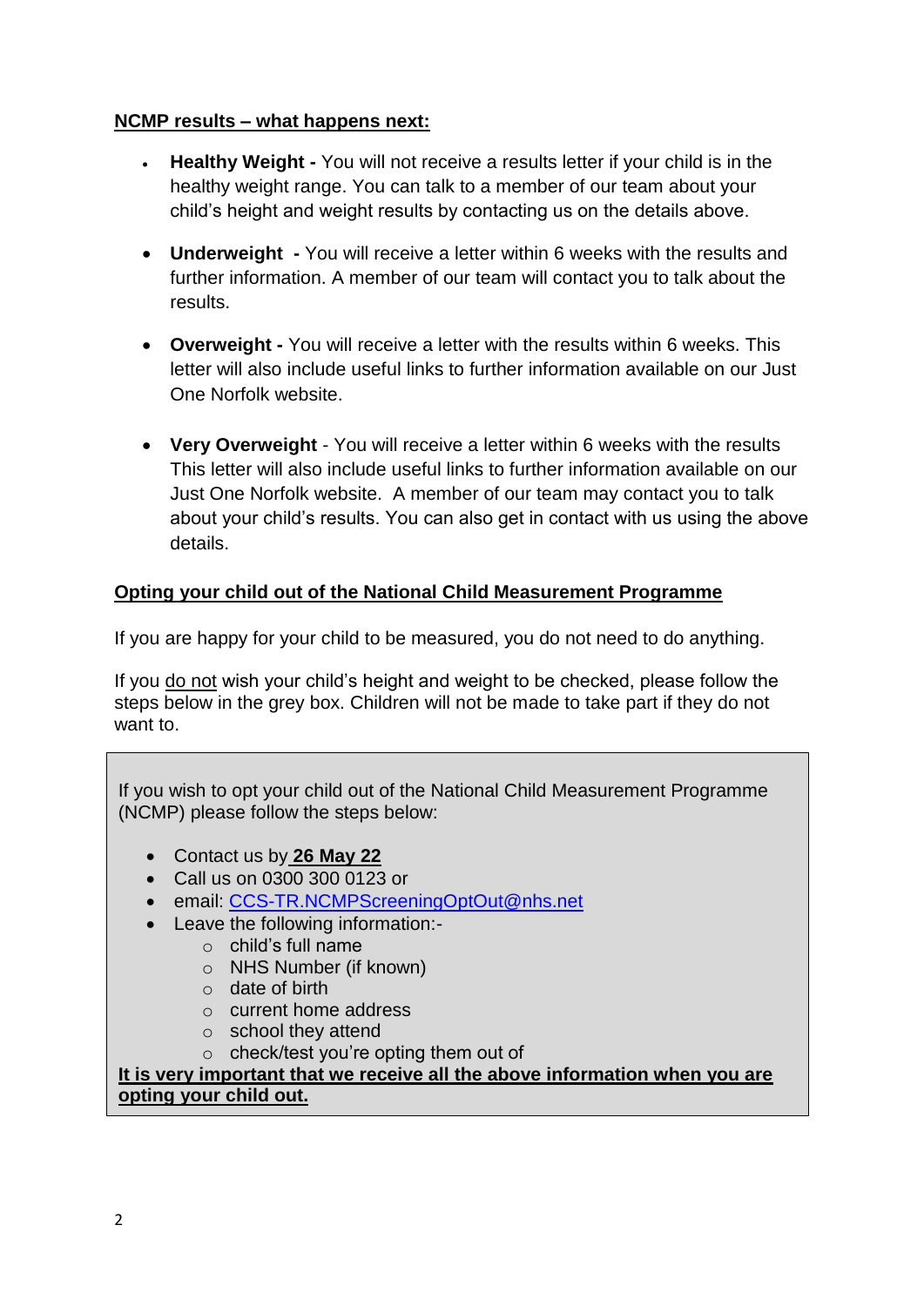## NCMP results – what happens next:

- **Healthy Weight -** You will not receive a results letter if your child is in the healthy weight range. You can talk to a member of our team about your child's height and weight results by contacting us on the details above.

- **Underweight -** You will receive a letter within 6 weeks with the results and further information. A member of our team will contact you to talk about the results.

- **Overweight -** You will receive a letter with the results within 6 weeks. This letter will also include useful links to further information available on our Just One Norfolk website.

- **Very Overweight** - You will receive a letter within 6 weeks with the results This letter will also include useful links to further information available on our Just One Norfolk website. A member of our team may contact you to talk about your child's results. You can also get in contact with us using the above details.

## Opting your child out of the National Child Measurement Programme

If you are happy for your child to be measured, you do not need to do anything.

If you do not wish your child's height and weight to be checked, please follow the steps below in the grey box. Children will not be made to take part if they do not want to.

If you wish to opt your child out of the National Child Measurement Programme (NCMP) please follow the steps below:

- Contact us by **26 May 22**
- Call us on 0300 300 0123 or
- email: CCS-TR.NCMPScreeningOptOut@nhs.net
- Leave the following information:-
  - child's full name
  - NHS Number (if known)
  - date of birth
  - current home address
  - school they attend
  - check/test you're opting them out of

**It is very important that we receive all the above information when you are opting your child out.**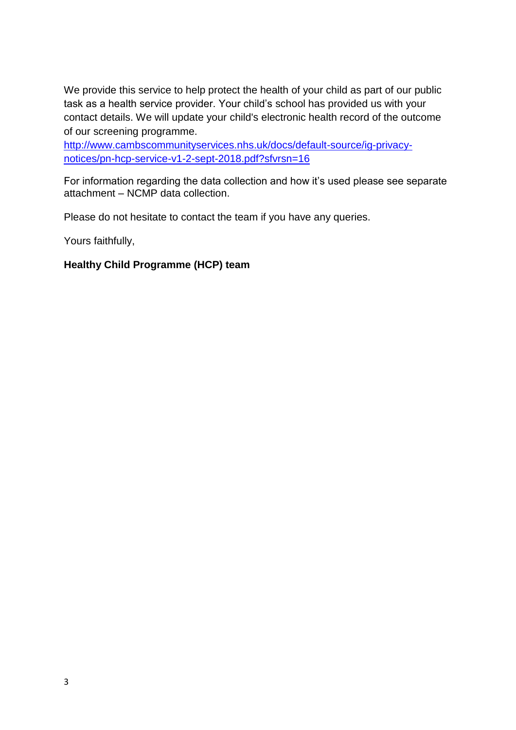We provide this service to help protect the health of your child as part of our public task as a health service provider. Your child's school has provided us with your contact details. We will update your child's electronic health record of the outcome of our screening programme.
http://www.cambscommunityservices.nhs.uk/docs/default-source/ig-privacy-notices/pn-hcp-service-v1-2-sept-2018.pdf?sfvrsn=16

For information regarding the data collection and how it's used please see separate attachment – NCMP data collection.

Please do not hesitate to contact the team if you have any queries.

Yours faithfully,

**Healthy Child Programme (HCP) team**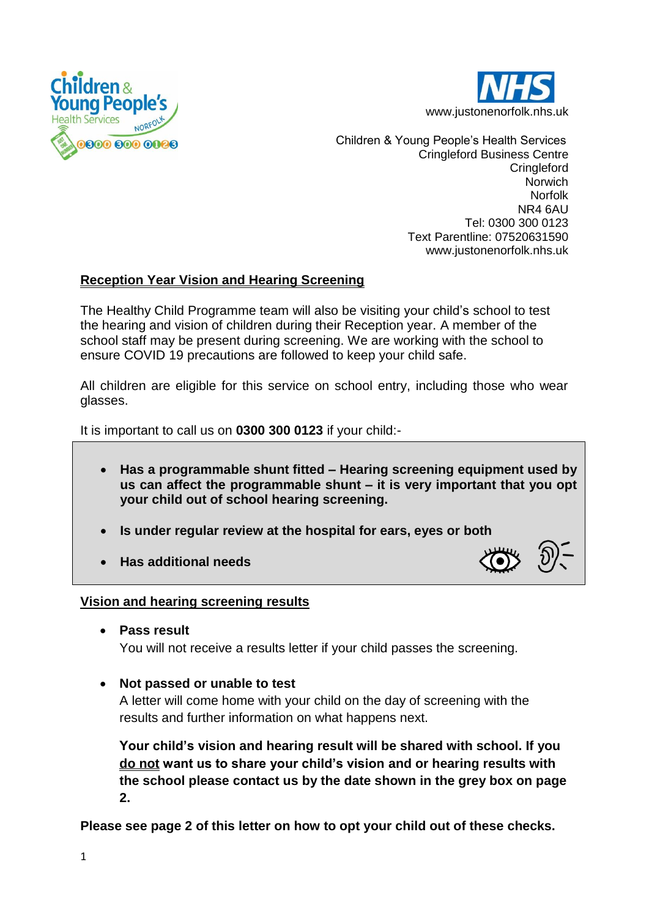Children & Young People's Health Services Norfolk 0300 300 0123

NHS
www.justonenorfolk.nhs.uk

Children & Young People's Health Services
Cringleford Business Centre
Cringleford
Norwich
Norfolk
NR4 6AU
Tel: 0300 300 0123
Text Parentline: 07520631590
www.justonenorfolk.nhs.uk

## Reception Year Vision and Hearing Screening

The Healthy Child Programme team will also be visiting your child's school to test the hearing and vision of children during their Reception year. A member of the school staff may be present during screening. We are working with the school to ensure COVID 19 precautions are followed to keep your child safe.

All children are eligible for this service on school entry, including those who wear glasses.

It is important to call us on **0300 300 0123** if your child:-

- **Has a programmable shunt fitted – Hearing screening equipment used by us can affect the programmable shunt – it is very important that you opt your child out of school hearing screening.**
- **Is under regular review at the hospital for ears, eyes or both**
- **Has additional needs**

## Vision and hearing screening results

- **Pass result**
  You will not receive a results letter if your child passes the screening.

- **Not passed or unable to test**
  A letter will come home with your child on the day of screening with the results and further information on what happens next.

  **Your child's vision and hearing result will be shared with school. If you <u>do not</u> want us to share your child's vision and or hearing results with the school please contact us by the date shown in the grey box on page 2.**

**Please see page 2 of this letter on how to opt your child out of these checks.**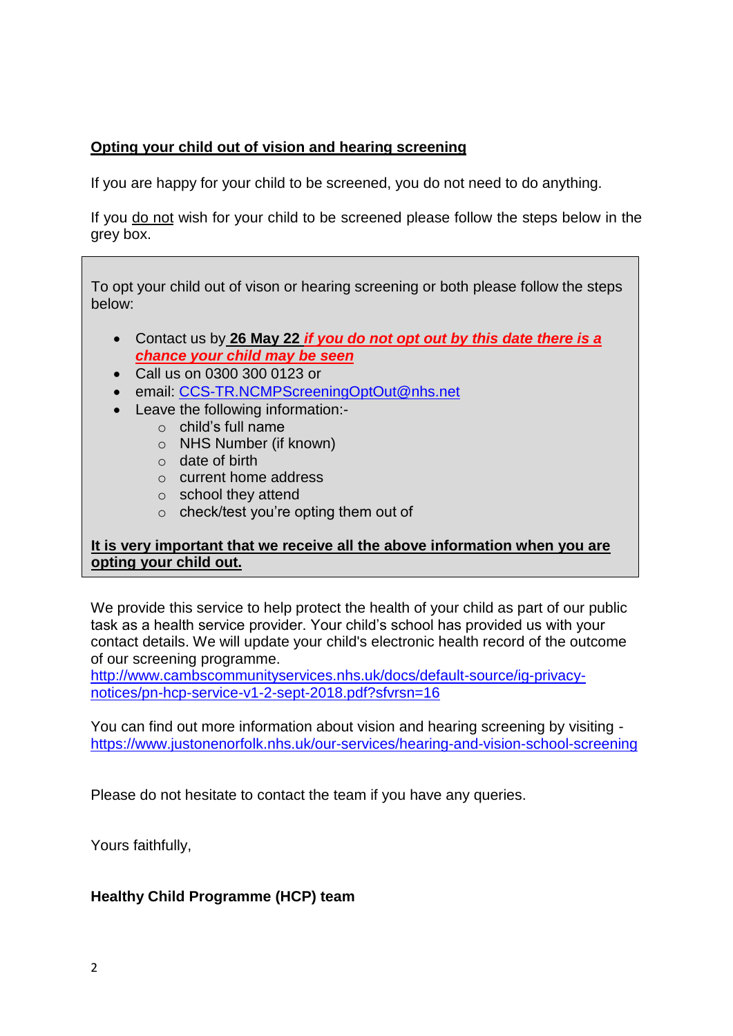**<u>Opting your child out of vision and hearing screening</u>**

If you are happy for your child to be screened, you do not need to do anything.

If you <u>do not</u> wish for your child to be screened please follow the steps below in the grey box.

To opt your child out of vison or hearing screening or both please follow the steps below:

- Contact us by **<u>26 May 22</u>** ***<u>if you do not opt out by this date there is a chance your child may be seen</u>***
- Call us on 0300 300 0123 or
- email: CCS-TR.NCMPScreeningOptOut@nhs.net
- Leave the following information:-
    - child's full name
    - NHS Number (if known)
    - date of birth
    - current home address
    - school they attend
    - check/test you're opting them out of

**<u>It is very important that we receive all the above information when you are opting your child out.</u>**

We provide this service to help protect the health of your child as part of our public task as a health service provider. Your child's school has provided us with your contact details. We will update your child's electronic health record of the outcome of our screening programme.
http://www.cambscommunityservices.nhs.uk/docs/default-source/ig-privacy-notices/pn-hcp-service-v1-2-sept-2018.pdf?sfvrsn=16

You can find out more information about vision and hearing screening by visiting - https://www.justonenorfolk.nhs.uk/our-services/hearing-and-vision-school-screening

Please do not hesitate to contact the team if you have any queries.

Yours faithfully,

**Healthy Child Programme (HCP) team**